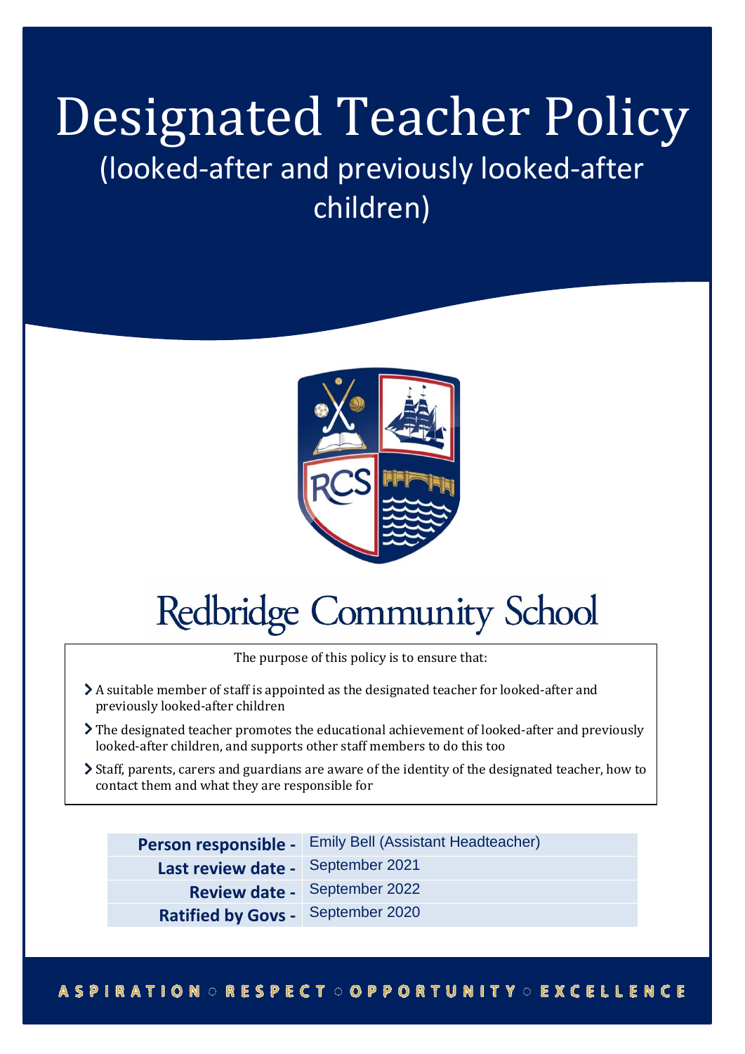# Designated Teacher Policy

## (looked-after and previously looked-after children)

Redbridge Community School

The purpose of this policy is to ensure that:

- A suitable member of staff is appointed as the designated teacher for looked-after and previously looked-after children
- The designated teacher promotes the educational achievement of looked-after and previously looked-after children, and supports other staff members to do this too
- Staff, parents, carers and guardians are aware of the identity of the designated teacher, how to contact them and what they are responsible for

| | |
|---|---|
| **Person responsible -** | Emily Bell (Assistant Headteacher) |
| **Last review date -** | September 2021 |
| **Review date -** | September 2022 |
| **Ratified by Govs -** | September 2020 |

ASPIRATION ○ RESPECT ○ OPPORTUNITY ○ EXCELLENCE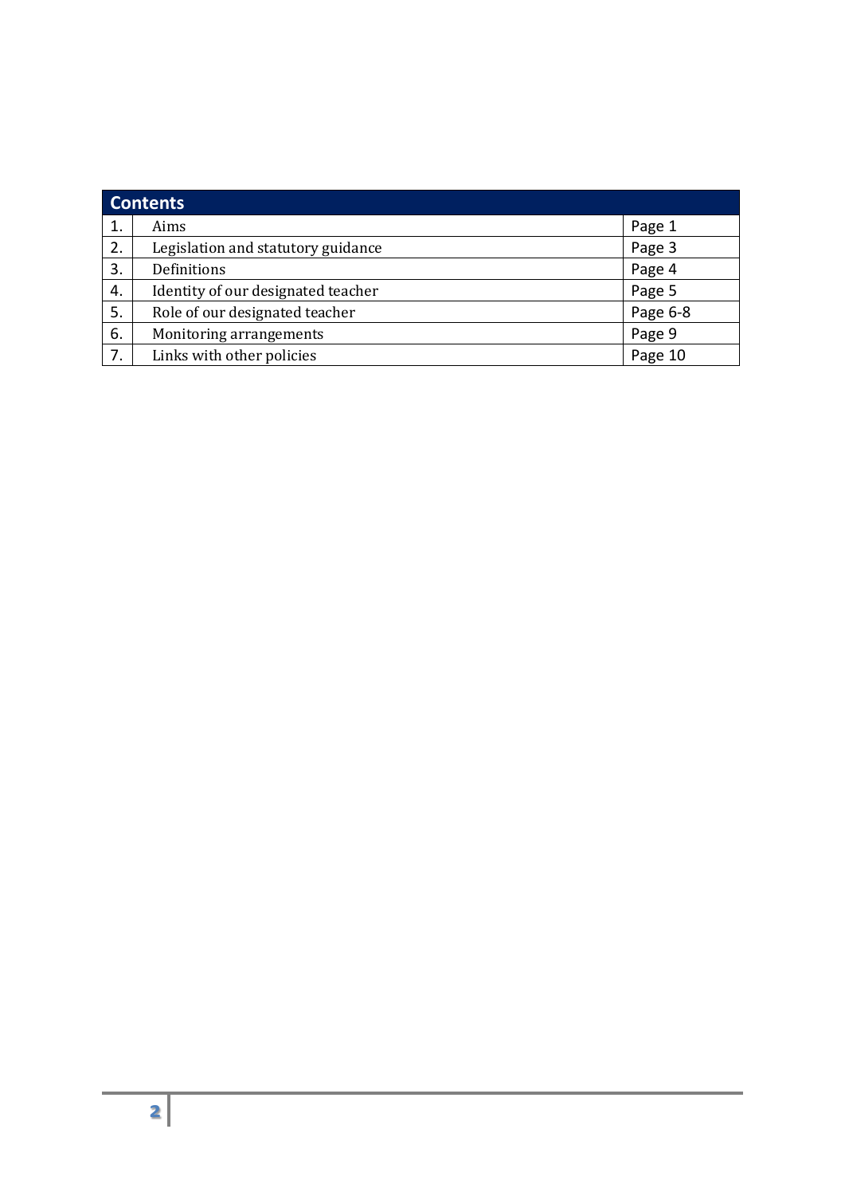| Contents | | |
|---|---|---|
| 1. | Aims | Page 1 |
| 2. | Legislation and statutory guidance | Page 3 |
| 3. | Definitions | Page 4 |
| 4. | Identity of our designated teacher | Page 5 |
| 5. | Role of our designated teacher | Page 6-8 |
| 6. | Monitoring arrangements | Page 9 |
| 7. | Links with other policies | Page 10 |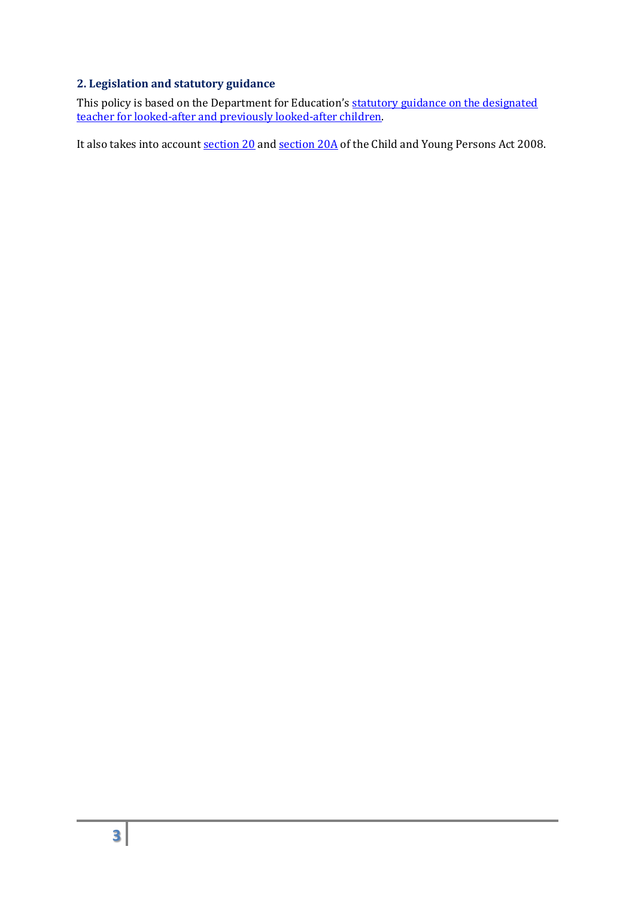## 2. Legislation and statutory guidance

This policy is based on the Department for Education's statutory guidance on the designated teacher for looked-after and previously looked-after children.

It also takes into account section 20 and section 20A of the Child and Young Persons Act 2008.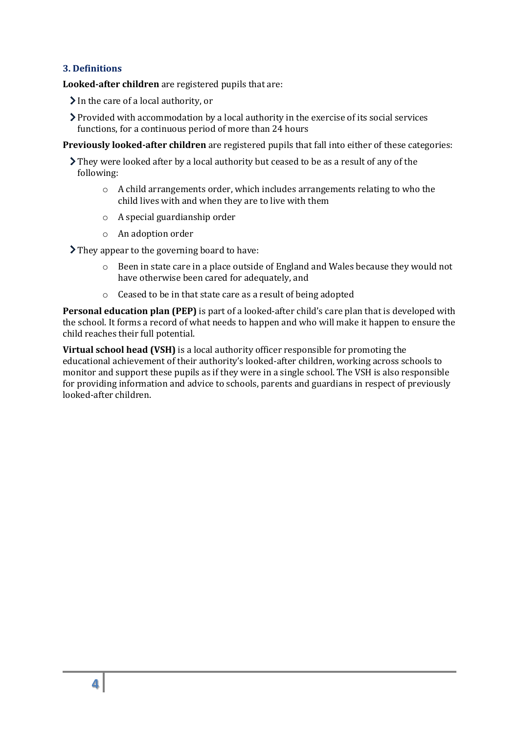### 3. Definitions

**Looked-after children** are registered pupils that are:

- In the care of a local authority, or
- Provided with accommodation by a local authority in the exercise of its social services functions, for a continuous period of more than 24 hours

**Previously looked-after children** are registered pupils that fall into either of these categories:

- They were looked after by a local authority but ceased to be as a result of any of the following:
    - A child arrangements order, which includes arrangements relating to who the child lives with and when they are to live with them
    - A special guardianship order
    - An adoption order
- They appear to the governing board to have:
    - Been in state care in a place outside of England and Wales because they would not have otherwise been cared for adequately, and
    - Ceased to be in that state care as a result of being adopted

**Personal education plan (PEP)** is part of a looked-after child's care plan that is developed with the school. It forms a record of what needs to happen and who will make it happen to ensure the child reaches their full potential.

**Virtual school head (VSH)** is a local authority officer responsible for promoting the educational achievement of their authority's looked-after children, working across schools to monitor and support these pupils as if they were in a single school. The VSH is also responsible for providing information and advice to schools, parents and guardians in respect of previously looked-after children.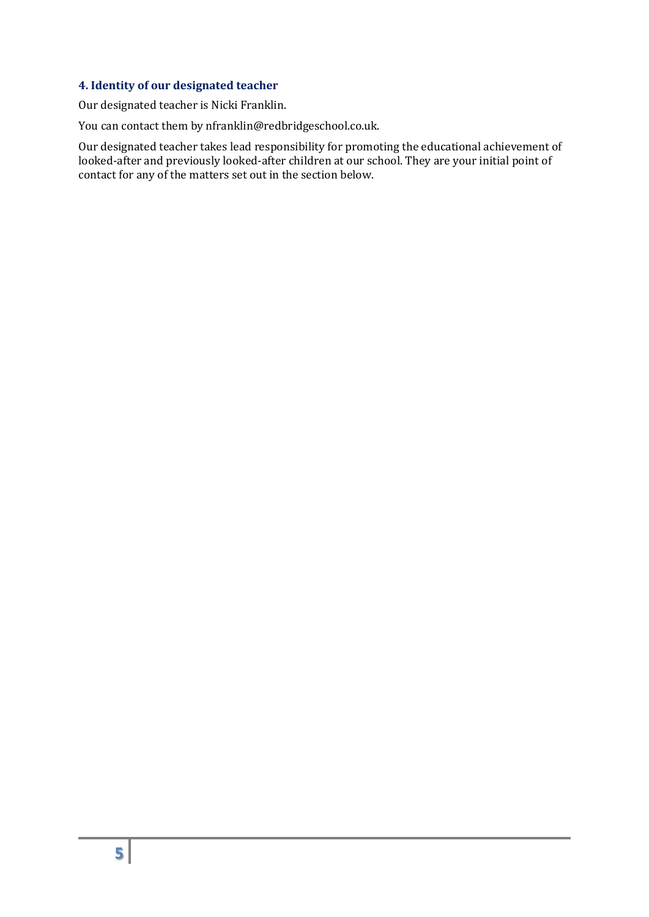### 4. Identity of our designated teacher

Our designated teacher is Nicki Franklin.

You can contact them by nfranklin@redbridgeschool.co.uk.

Our designated teacher takes lead responsibility for promoting the educational achievement of looked-after and previously looked-after children at our school. They are your initial point of contact for any of the matters set out in the section below.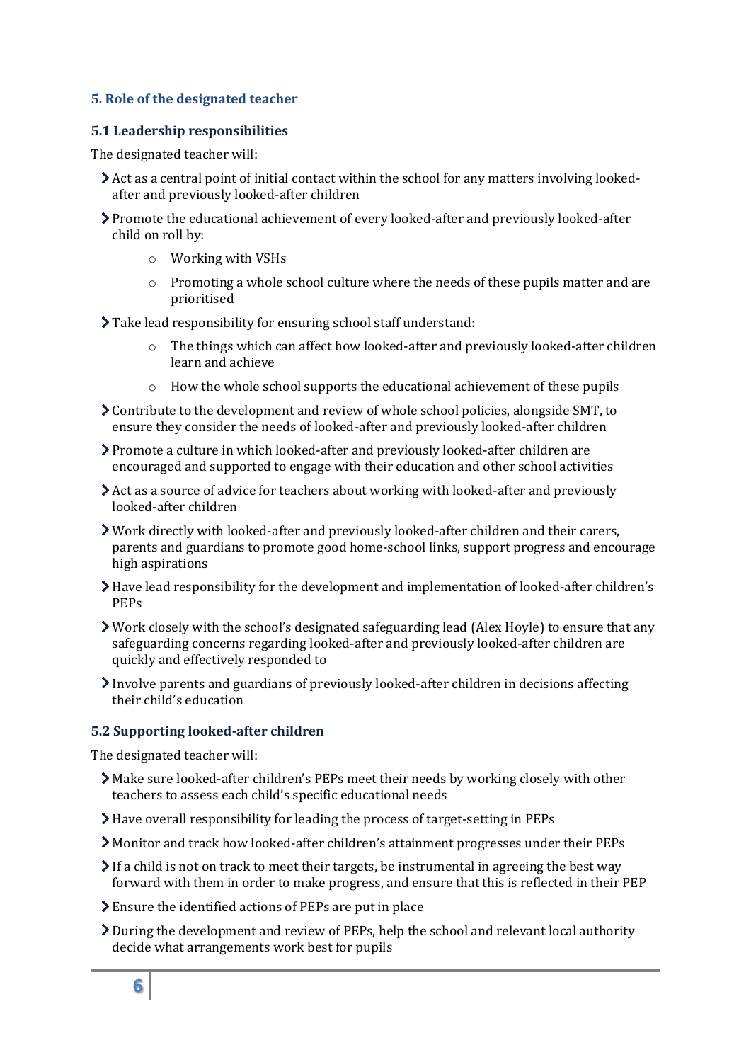## 5. Role of the designated teacher

### 5.1 Leadership responsibilities

The designated teacher will:

- Act as a central point of initial contact within the school for any matters involving looked-after and previously looked-after children
- Promote the educational achievement of every looked-after and previously looked-after child on roll by:
    - Working with VSHs
    - Promoting a whole school culture where the needs of these pupils matter and are prioritised
- Take lead responsibility for ensuring school staff understand:
    - The things which can affect how looked-after and previously looked-after children learn and achieve
    - How the whole school supports the educational achievement of these pupils
- Contribute to the development and review of whole school policies, alongside SMT, to ensure they consider the needs of looked-after and previously looked-after children
- Promote a culture in which looked-after and previously looked-after children are encouraged and supported to engage with their education and other school activities
- Act as a source of advice for teachers about working with looked-after and previously looked-after children
- Work directly with looked-after and previously looked-after children and their carers, parents and guardians to promote good home-school links, support progress and encourage high aspirations
- Have lead responsibility for the development and implementation of looked-after children's PEPs
- Work closely with the school's designated safeguarding lead (Alex Hoyle) to ensure that any safeguarding concerns regarding looked-after and previously looked-after children are quickly and effectively responded to
- Involve parents and guardians of previously looked-after children in decisions affecting their child's education

### 5.2 Supporting looked-after children

The designated teacher will:

- Make sure looked-after children's PEPs meet their needs by working closely with other teachers to assess each child's specific educational needs
- Have overall responsibility for leading the process of target-setting in PEPs
- Monitor and track how looked-after children's attainment progresses under their PEPs
- If a child is not on track to meet their targets, be instrumental in agreeing the best way forward with them in order to make progress, and ensure that this is reflected in their PEP
- Ensure the identified actions of PEPs are put in place
- During the development and review of PEPs, help the school and relevant local authority decide what arrangements work best for pupils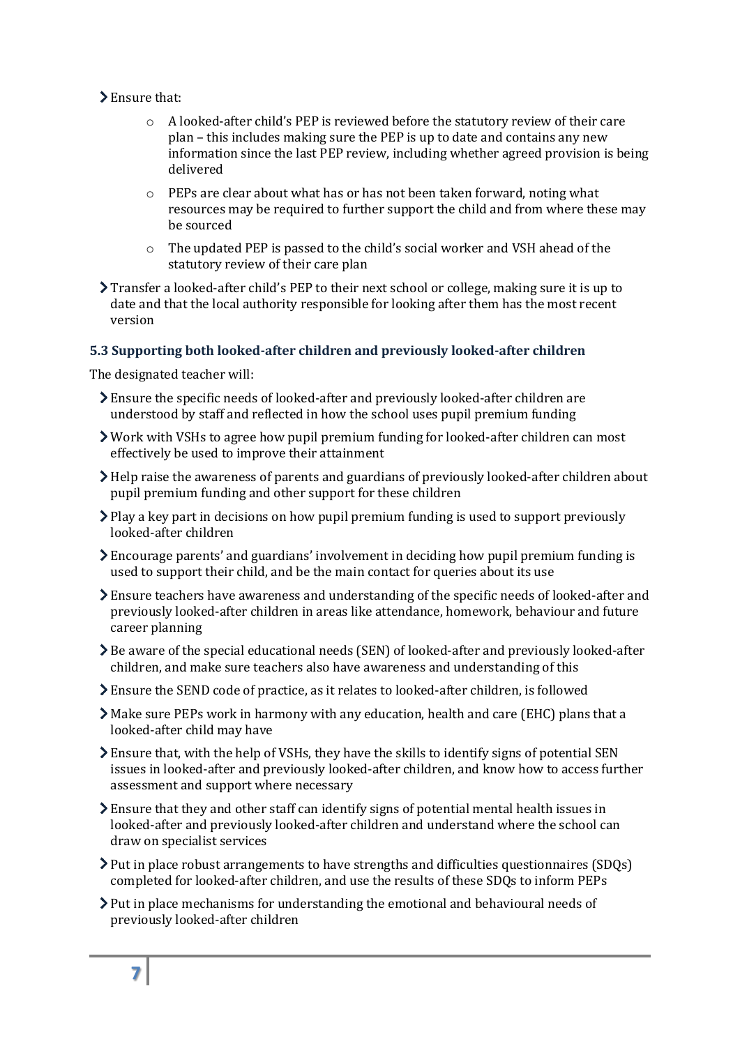- Ensure that:
    - A looked-after child's PEP is reviewed before the statutory review of their care plan – this includes making sure the PEP is up to date and contains any new information since the last PEP review, including whether agreed provision is being delivered
    - PEPs are clear about what has or has not been taken forward, noting what resources may be required to further support the child and from where these may be sourced
    - The updated PEP is passed to the child's social worker and VSH ahead of the statutory review of their care plan
- Transfer a looked-after child's PEP to their next school or college, making sure it is up to date and that the local authority responsible for looking after them has the most recent version

### 5.3 Supporting both looked-after children and previously looked-after children

The designated teacher will:

- Ensure the specific needs of looked-after and previously looked-after children are understood by staff and reflected in how the school uses pupil premium funding
- Work with VSHs to agree how pupil premium funding for looked-after children can most effectively be used to improve their attainment
- Help raise the awareness of parents and guardians of previously looked-after children about pupil premium funding and other support for these children
- Play a key part in decisions on how pupil premium funding is used to support previously looked-after children
- Encourage parents' and guardians' involvement in deciding how pupil premium funding is used to support their child, and be the main contact for queries about its use
- Ensure teachers have awareness and understanding of the specific needs of looked-after and previously looked-after children in areas like attendance, homework, behaviour and future career planning
- Be aware of the special educational needs (SEN) of looked-after and previously looked-after children, and make sure teachers also have awareness and understanding of this
- Ensure the SEND code of practice, as it relates to looked-after children, is followed
- Make sure PEPs work in harmony with any education, health and care (EHC) plans that a looked-after child may have
- Ensure that, with the help of VSHs, they have the skills to identify signs of potential SEN issues in looked-after and previously looked-after children, and know how to access further assessment and support where necessary
- Ensure that they and other staff can identify signs of potential mental health issues in looked-after and previously looked-after children and understand where the school can draw on specialist services
- Put in place robust arrangements to have strengths and difficulties questionnaires (SDQs) completed for looked-after children, and use the results of these SDQs to inform PEPs
- Put in place mechanisms for understanding the emotional and behavioural needs of previously looked-after children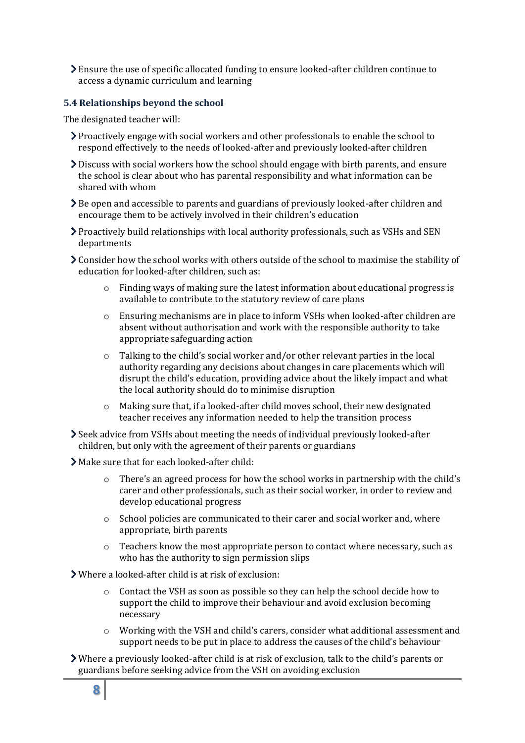- Ensure the use of specific allocated funding to ensure looked-after children continue to access a dynamic curriculum and learning

### 5.4 Relationships beyond the school

The designated teacher will:

- Proactively engage with social workers and other professionals to enable the school to respond effectively to the needs of looked-after and previously looked-after children
- Discuss with social workers how the school should engage with birth parents, and ensure the school is clear about who has parental responsibility and what information can be shared with whom
- Be open and accessible to parents and guardians of previously looked-after children and encourage them to be actively involved in their children's education
- Proactively build relationships with local authority professionals, such as VSHs and SEN departments
- Consider how the school works with others outside of the school to maximise the stability of education for looked-after children, such as:
    - Finding ways of making sure the latest information about educational progress is available to contribute to the statutory review of care plans
    - Ensuring mechanisms are in place to inform VSHs when looked-after children are absent without authorisation and work with the responsible authority to take appropriate safeguarding action
    - Talking to the child's social worker and/or other relevant parties in the local authority regarding any decisions about changes in care placements which will disrupt the child's education, providing advice about the likely impact and what the local authority should do to minimise disruption
    - Making sure that, if a looked-after child moves school, their new designated teacher receives any information needed to help the transition process
- Seek advice from VSHs about meeting the needs of individual previously looked-after children, but only with the agreement of their parents or guardians
- Make sure that for each looked-after child:
    - There's an agreed process for how the school works in partnership with the child's carer and other professionals, such as their social worker, in order to review and develop educational progress
    - School policies are communicated to their carer and social worker and, where appropriate, birth parents
    - Teachers know the most appropriate person to contact where necessary, such as who has the authority to sign permission slips
- Where a looked-after child is at risk of exclusion:
    - Contact the VSH as soon as possible so they can help the school decide how to support the child to improve their behaviour and avoid exclusion becoming necessary
    - Working with the VSH and child's carers, consider what additional assessment and support needs to be put in place to address the causes of the child's behaviour
- Where a previously looked-after child is at risk of exclusion, talk to the child's parents or guardians before seeking advice from the VSH on avoiding exclusion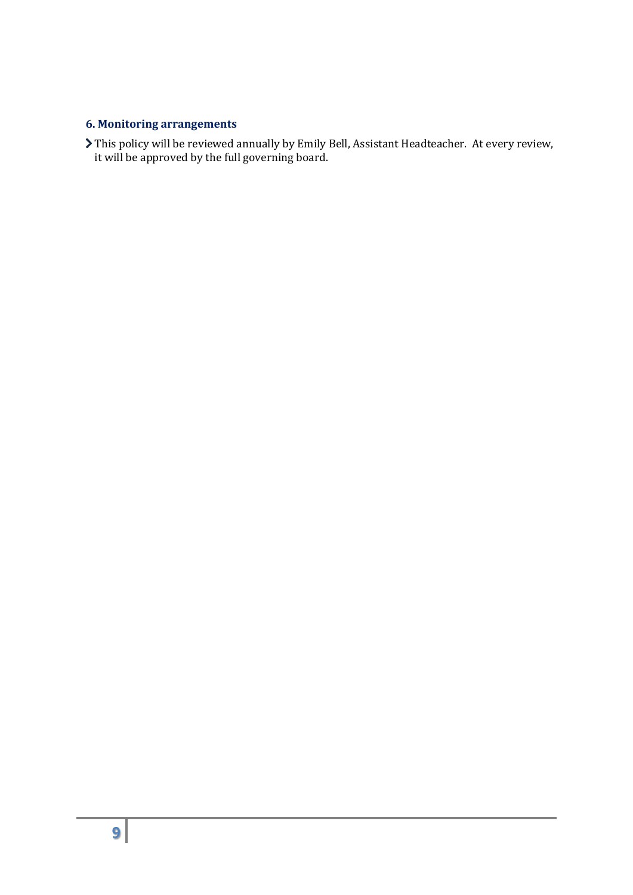## 6. Monitoring arrangements

- This policy will be reviewed annually by Emily Bell, Assistant Headteacher. At every review, it will be approved by the full governing board.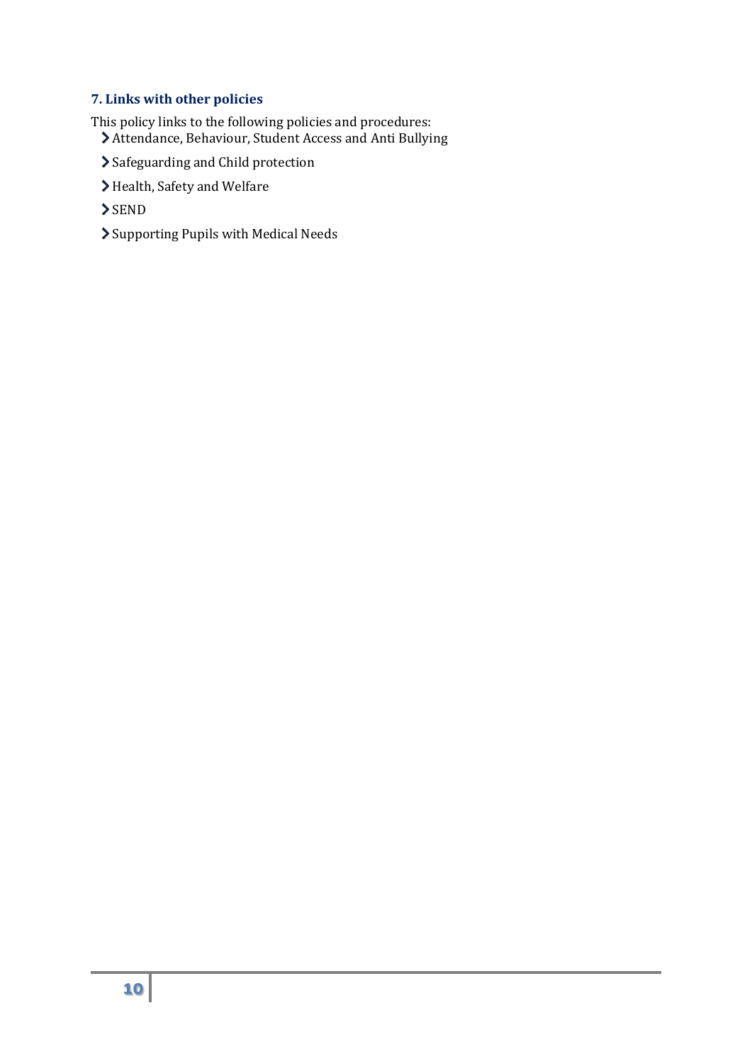### 7. Links with other policies

This policy links to the following policies and procedures:

- Attendance, Behaviour, Student Access and Anti Bullying
- Safeguarding and Child protection
- Health, Safety and Welfare
- SEND
- Supporting Pupils with Medical Needs